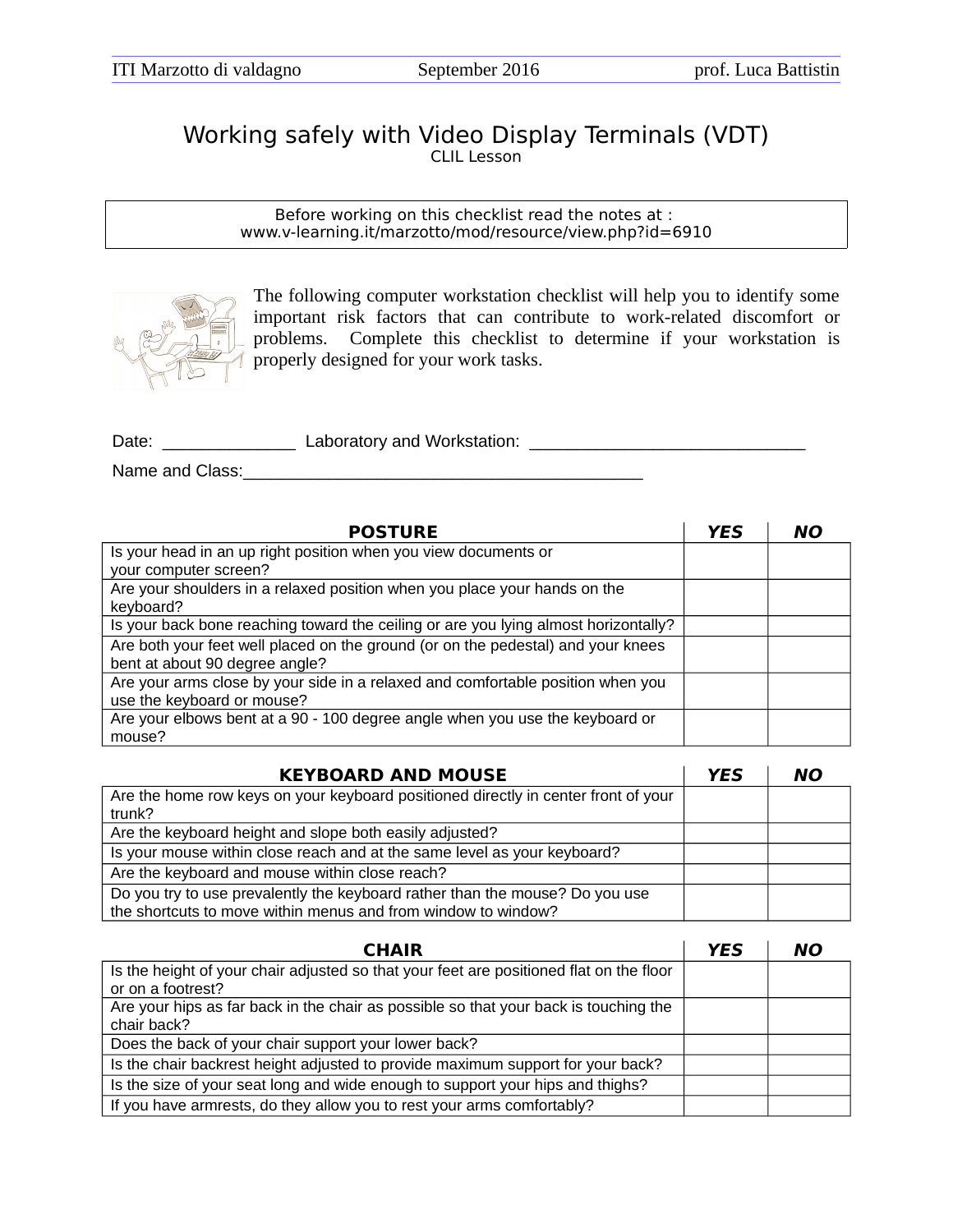# Working safely with Video Display Terminals (VDT)

CLIL Lesson

Before working on this checklist read the notes at :
www.v-learning.it/marzotto/mod/resource/view.php?id=6910

The following computer workstation checklist will help you to identify some important risk factors that can contribute to work-related discomfort or problems. Complete this checklist to determine if your workstation is properly designed for your work tasks.

Date: ______________ Laboratory and Workstation: _____________________________

Name and Class:__________________________________________

| POSTURE | YES | NO |
|---|---|---|
| Is your head in an up right position when you view documents or your computer screen? | | |
| Are your shoulders in a relaxed position when you place your hands on the keyboard? | | |
| Is your back bone reaching toward the ceiling or are you lying almost horizontally? | | |
| Are both your feet well placed on the ground (or on the pedestal) and your knees bent at about 90 degree angle? | | |
| Are your arms close by your side in a relaxed and comfortable position when you use the keyboard or mouse? | | |
| Are your elbows bent at a 90 - 100 degree angle when you use the keyboard or mouse? | | |

| KEYBOARD AND MOUSE | YES | NO |
|---|---|---|
| Are the home row keys on your keyboard positioned directly in center front of your trunk? | | |
| Are the keyboard height and slope both easily adjusted? | | |
| Is your mouse within close reach and at the same level as your keyboard? | | |
| Are the keyboard and mouse within close reach? | | |
| Do you try to use prevalently the keyboard rather than the mouse? Do you use the shortcuts to move within menus and from window to window? | | |

| CHAIR | YES | NO |
|---|---|---|
| Is the height of your chair adjusted so that your feet are positioned flat on the floor or on a footrest? | | |
| Are your hips as far back in the chair as possible so that your back is touching the chair back? | | |
| Does the back of your chair support your lower back? | | |
| Is the chair backrest height adjusted to provide maximum support for your back? | | |
| Is the size of your seat long and wide enough to support your hips and thighs? | | |
| If you have armrests, do they allow you to rest your arms comfortably? | | |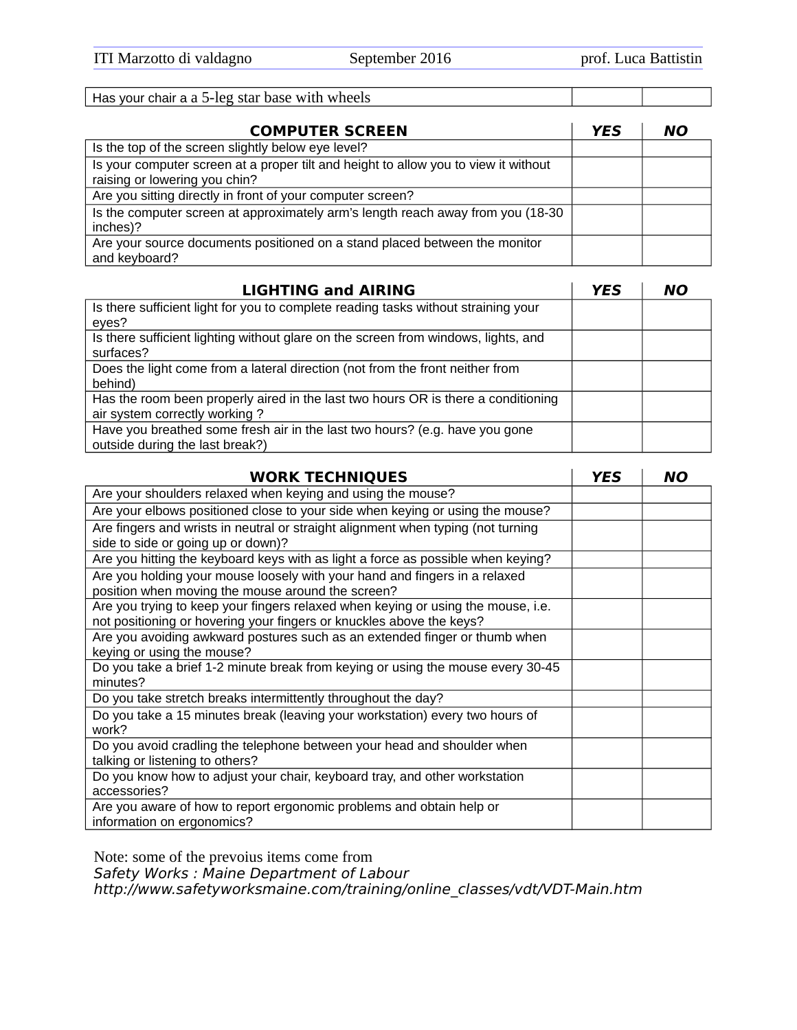| | | |
|---|---|---|
| Has your chair a a 5-leg star base with wheels | | |

| COMPUTER SCREEN | YES | NO |
|---|---|---|
| Is the top of the screen slightly below eye level? | | |
| Is your computer screen at a proper tilt and height to allow you to view it without raising or lowering you chin? | | |
| Are you sitting directly in front of your computer screen? | | |
| Is the computer screen at approximately arm's length reach away from you (18-30 inches)? | | |
| Are your source documents positioned on a stand placed between the monitor and keyboard? | | |

| LIGHTING and AIRING | YES | NO |
|---|---|---|
| Is there sufficient light for you to complete reading tasks without straining your eyes? | | |
| Is there sufficient lighting without glare on the screen from windows, lights, and surfaces? | | |
| Does the light come from a lateral direction (not from the front neither from behind) | | |
| Has the room been properly aired in the last two hours OR is there a conditioning air system correctly working ? | | |
| Have you breathed some fresh air in the last two hours? (e.g. have you gone outside during the last break?) | | |

| WORK TECHNIQUES | YES | NO |
|---|---|---|
| Are your shoulders relaxed when keying and using the mouse? | | |
| Are your elbows positioned close to your side when keying or using the mouse? | | |
| Are fingers and wrists in neutral or straight alignment when typing (not turning side to side or going up or down)? | | |
| Are you hitting the keyboard keys with as light a force as possible when keying? | | |
| Are you holding your mouse loosely with your hand and fingers in a relaxed position when moving the mouse around the screen? | | |
| Are you trying to keep your fingers relaxed when keying or using the mouse, i.e. not positioning or hovering your fingers or knuckles above the keys? | | |
| Are you avoiding awkward postures such as an extended finger or thumb when keying or using the mouse? | | |
| Do you take a brief 1-2 minute break from keying or using the mouse every 30-45 minutes? | | |
| Do you take stretch breaks intermittently throughout the day? | | |
| Do you take a 15 minutes break (leaving your workstation) every two hours of work? | | |
| Do you avoid cradling the telephone between your head and shoulder when talking or listening to others? | | |
| Do you know how to adjust your chair, keyboard tray, and other workstation accessories? | | |
| Are you aware of how to report ergonomic problems and obtain help or information on ergonomics? | | |

Note: some of the prevoius items come from
*Safety Works : Maine Department of Labour*
*http://www.safetyworksmaine.com/training/online_classes/vdt/VDT-Main.htm*